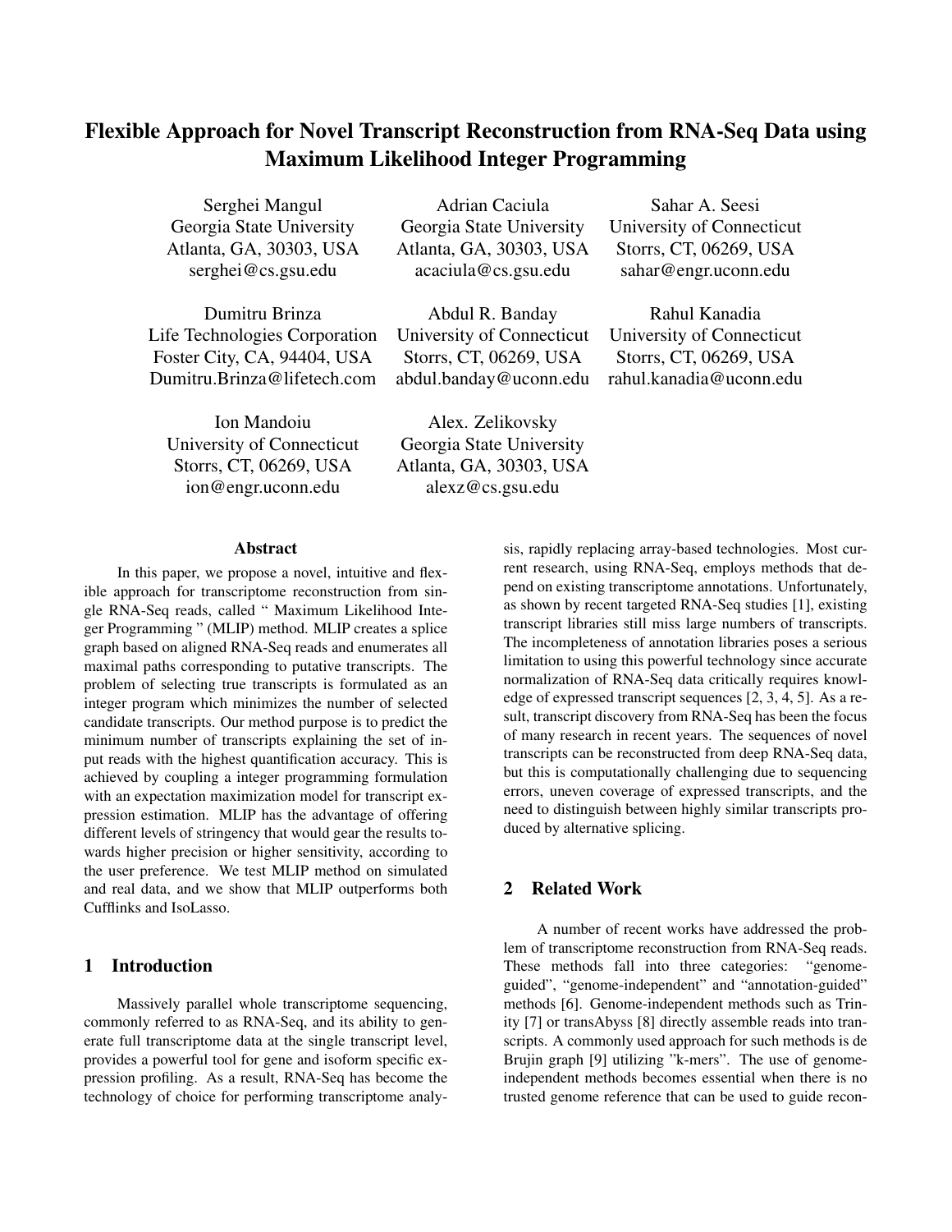# Flexible Approach for Novel Transcript Reconstruction from RNA-Seq Data using Maximum Likelihood Integer Programming

Serghei Mangul
Georgia State University
Atlanta, GA, 30303, USA
serghei@cs.gsu.edu

Adrian Caciula
Georgia State University
Atlanta, GA, 30303, USA
acaciula@cs.gsu.edu

Sahar A. Seesi
University of Connecticut
Storrs, CT, 06269, USA
sahar@engr.uconn.edu

Dumitru Brinza
Life Technologies Corporation
Foster City, CA, 94404, USA
Dumitru.Brinza@lifetech.com

Abdul R. Banday
University of Connecticut
Storrs, CT, 06269, USA
abdul.banday@uconn.edu

Rahul Kanadia
University of Connecticut
Storrs, CT, 06269, USA
rahul.kanadia@uconn.edu

Ion Mandoiu
University of Connecticut
Storrs, CT, 06269, USA
ion@engr.uconn.edu

Alex. Zelikovsky
Georgia State University
Atlanta, GA, 30303, USA
alexz@cs.gsu.edu

### Abstract

In this paper, we propose a novel, intuitive and flexible approach for transcriptome reconstruction from single RNA-Seq reads, called " Maximum Likelihood Integer Programming " (MLIP) method. MLIP creates a splice graph based on aligned RNA-Seq reads and enumerates all maximal paths corresponding to putative transcripts. The problem of selecting true transcripts is formulated as an integer program which minimizes the number of selected candidate transcripts. Our method purpose is to predict the minimum number of transcripts explaining the set of input reads with the highest quantification accuracy. This is achieved by coupling a integer programming formulation with an expectation maximization model for transcript expression estimation. MLIP has the advantage of offering different levels of stringency that would gear the results towards higher precision or higher sensitivity, according to the user preference. We test MLIP method on simulated and real data, and we show that MLIP outperforms both Cufflinks and IsoLasso.

## 1 Introduction

Massively parallel whole transcriptome sequencing, commonly referred to as RNA-Seq, and its ability to generate full transcriptome data at the single transcript level, provides a powerful tool for gene and isoform specific expression profiling. As a result, RNA-Seq has become the technology of choice for performing transcriptome analysis, rapidly replacing array-based technologies. Most current research, using RNA-Seq, employs methods that depend on existing transcriptome annotations. Unfortunately, as shown by recent targeted RNA-Seq studies [1], existing transcript libraries still miss large numbers of transcripts. The incompleteness of annotation libraries poses a serious limitation to using this powerful technology since accurate normalization of RNA-Seq data critically requires knowledge of expressed transcript sequences [2, 3, 4, 5]. As a result, transcript discovery from RNA-Seq has been the focus of many research in recent years. The sequences of novel transcripts can be reconstructed from deep RNA-Seq data, but this is computationally challenging due to sequencing errors, uneven coverage of expressed transcripts, and the need to distinguish between highly similar transcripts produced by alternative splicing.

## 2 Related Work

A number of recent works have addressed the problem of transcriptome reconstruction from RNA-Seq reads. These methods fall into three categories: "genome-guided", "genome-independent" and "annotation-guided" methods [6]. Genome-independent methods such as Trinity [7] or transAbyss [8] directly assemble reads into transcripts. A commonly used approach for such methods is de Brujin graph [9] utilizing "k-mers". The use of genome-independent methods becomes essential when there is no trusted genome reference that can be used to guide recon-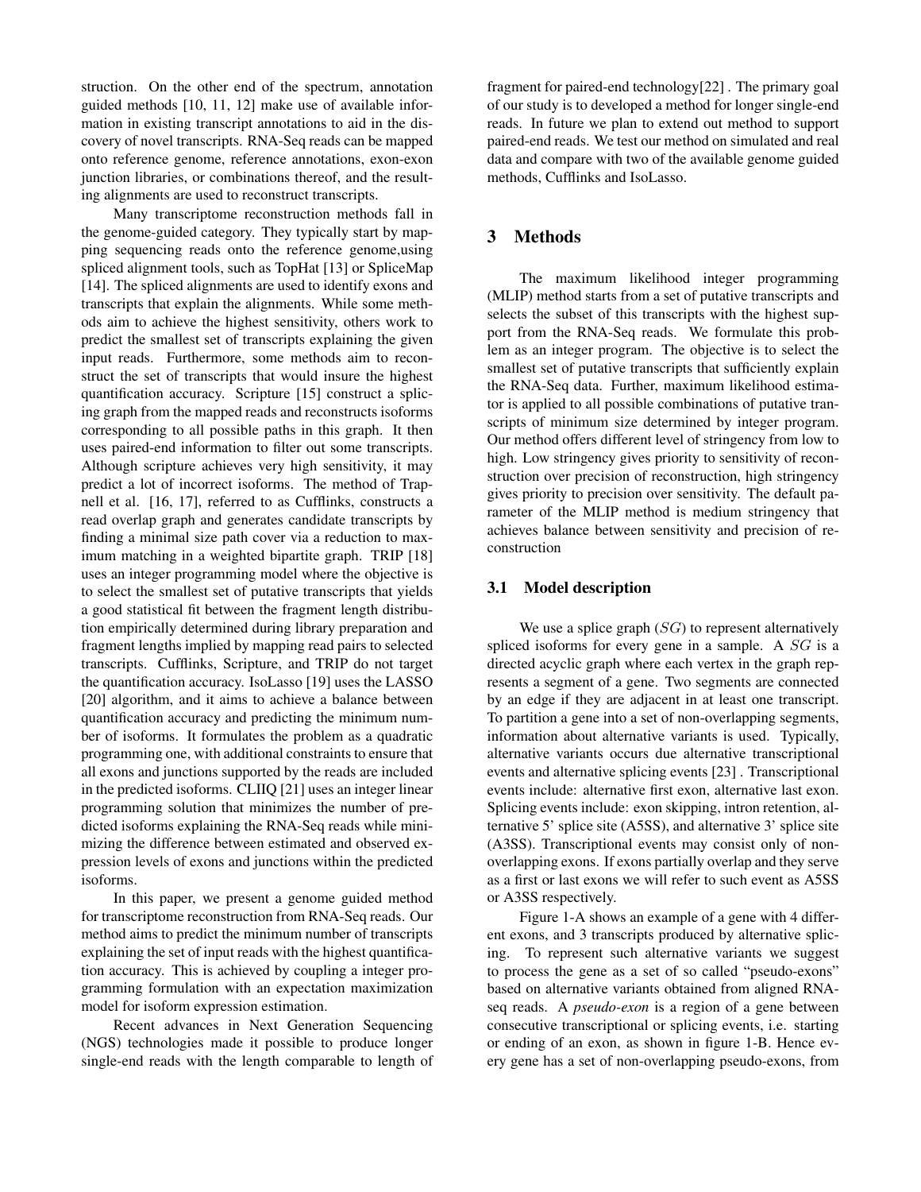struction. On the other end of the spectrum, annotation guided methods [10, 11, 12] make use of available information in existing transcript annotations to aid in the discovery of novel transcripts. RNA-Seq reads can be mapped onto reference genome, reference annotations, exon-exon junction libraries, or combinations thereof, and the resulting alignments are used to reconstruct transcripts.

Many transcriptome reconstruction methods fall in the genome-guided category. They typically start by mapping sequencing reads onto the reference genome,using spliced alignment tools, such as TopHat [13] or SpliceMap [14]. The spliced alignments are used to identify exons and transcripts that explain the alignments. While some methods aim to achieve the highest sensitivity, others work to predict the smallest set of transcripts explaining the given input reads. Furthermore, some methods aim to reconstruct the set of transcripts that would insure the highest quantification accuracy. Scripture [15] construct a splicing graph from the mapped reads and reconstructs isoforms corresponding to all possible paths in this graph. It then uses paired-end information to filter out some transcripts. Although scripture achieves very high sensitivity, it may predict a lot of incorrect isoforms. The method of Trapnell et al. [16, 17], referred to as Cufflinks, constructs a read overlap graph and generates candidate transcripts by finding a minimal size path cover via a reduction to maximum matching in a weighted bipartite graph. TRIP [18] uses an integer programming model where the objective is to select the smallest set of putative transcripts that yields a good statistical fit between the fragment length distribution empirically determined during library preparation and fragment lengths implied by mapping read pairs to selected transcripts. Cufflinks, Scripture, and TRIP do not target the quantification accuracy. IsoLasso [19] uses the LASSO [20] algorithm, and it aims to achieve a balance between quantification accuracy and predicting the minimum number of isoforms. It formulates the problem as a quadratic programming one, with additional constraints to ensure that all exons and junctions supported by the reads are included in the predicted isoforms. CLIIQ [21] uses an integer linear programming solution that minimizes the number of predicted isoforms explaining the RNA-Seq reads while minimizing the difference between estimated and observed expression levels of exons and junctions within the predicted isoforms.

In this paper, we present a genome guided method for transcriptome reconstruction from RNA-Seq reads. Our method aims to predict the minimum number of transcripts explaining the set of input reads with the highest quantification accuracy. This is achieved by coupling a integer programming formulation with an expectation maximization model for isoform expression estimation.

Recent advances in Next Generation Sequencing (NGS) technologies made it possible to produce longer single-end reads with the length comparable to length of fragment for paired-end technology[22] . The primary goal of our study is to developed a method for longer single-end reads. In future we plan to extend out method to support paired-end reads. We test our method on simulated and real data and compare with two of the available genome guided methods, Cufflinks and IsoLasso.

## 3 Methods

The maximum likelihood integer programming (MLIP) method starts from a set of putative transcripts and selects the subset of this transcripts with the highest support from the RNA-Seq reads. We formulate this problem as an integer program. The objective is to select the smallest set of putative transcripts that sufficiently explain the RNA-Seq data. Further, maximum likelihood estimator is applied to all possible combinations of putative transcripts of minimum size determined by integer program. Our method offers different level of stringency from low to high. Low stringency gives priority to sensitivity of reconstruction over precision of reconstruction, high stringency gives priority to precision over sensitivity. The default parameter of the MLIP method is medium stringency that achieves balance between sensitivity and precision of reconstruction

### 3.1 Model description

We use a splice graph ($SG$) to represent alternatively spliced isoforms for every gene in a sample. A $SG$ is a directed acyclic graph where each vertex in the graph represents a segment of a gene. Two segments are connected by an edge if they are adjacent in at least one transcript. To partition a gene into a set of non-overlapping segments, information about alternative variants is used. Typically, alternative variants occurs due alternative transcriptional events and alternative splicing events [23] . Transcriptional events include: alternative first exon, alternative last exon. Splicing events include: exon skipping, intron retention, alternative 5' splice site (A5SS), and alternative 3' splice site (A3SS). Transcriptional events may consist only of non-overlapping exons. If exons partially overlap and they serve as a first or last exons we will refer to such event as A5SS or A3SS respectively.

Figure 1-A shows an example of a gene with 4 different exons, and 3 transcripts produced by alternative splicing. To represent such alternative variants we suggest to process the gene as a set of so called "pseudo-exons" based on alternative variants obtained from aligned RNA-seq reads. A *pseudo-exon* is a region of a gene between consecutive transcriptional or splicing events, i.e. starting or ending of an exon, as shown in figure 1-B. Hence every gene has a set of non-overlapping pseudo-exons, from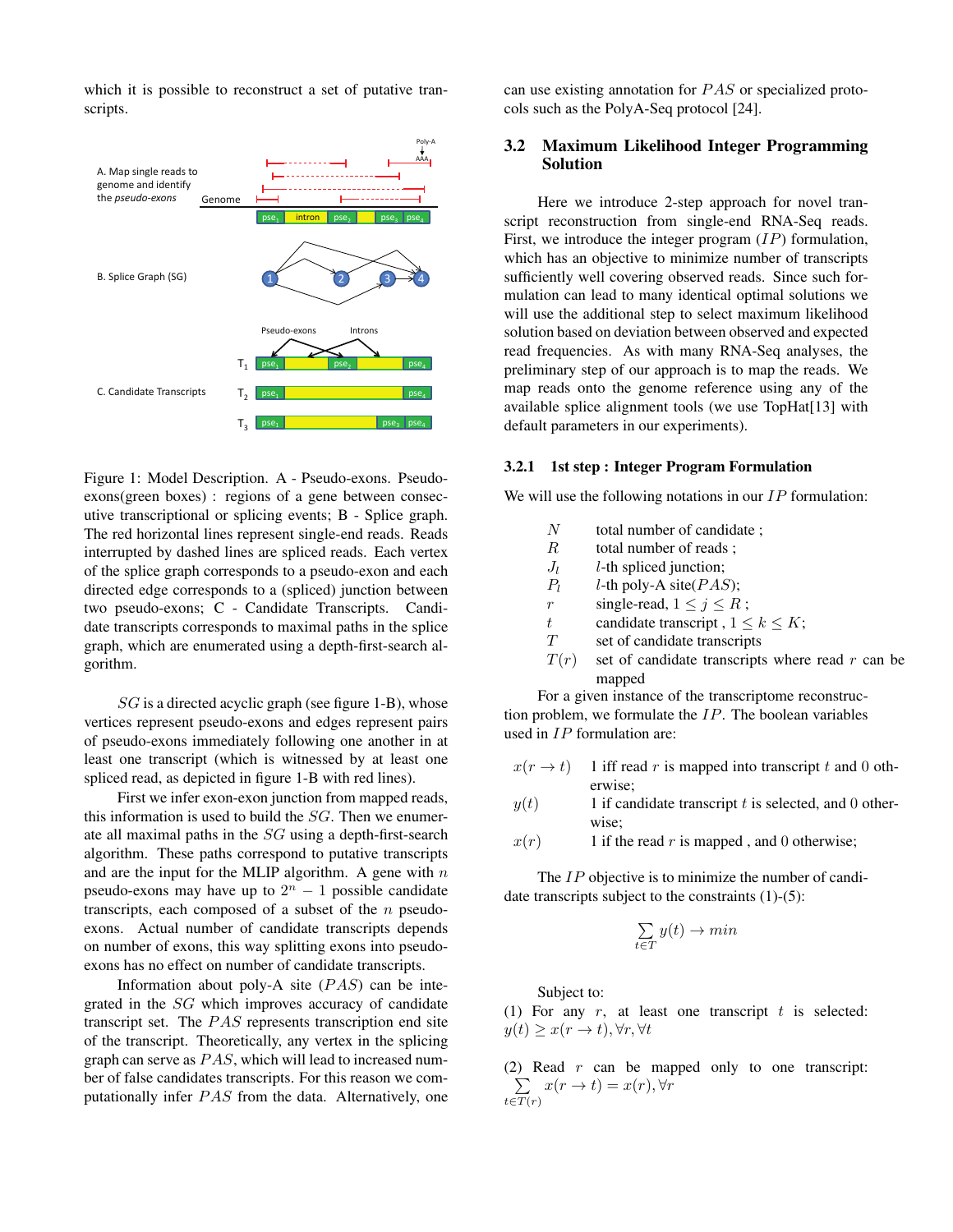which it is possible to reconstruct a set of putative transcripts.

Figure 1: Model Description. A - Pseudo-exons. Pseudo-exons(green boxes) : regions of a gene between consecutive transcriptional or splicing events; B - Splice graph. The red horizontal lines represent single-end reads. Reads interrupted by dashed lines are spliced reads. Each vertex of the splice graph corresponds to a pseudo-exon and each directed edge corresponds to a (spliced) junction between two pseudo-exons; C - Candidate Transcripts. Candidate transcripts corresponds to maximal paths in the splice graph, which are enumerated using a depth-first-search algorithm.

$SG$ is a directed acyclic graph (see figure 1-B), whose vertices represent pseudo-exons and edges represent pairs of pseudo-exons immediately following one another in at least one transcript (which is witnessed by at least one spliced read, as depicted in figure 1-B with red lines).

First we infer exon-exon junction from mapped reads, this information is used to build the $SG$. Then we enumerate all maximal paths in the $SG$ using a depth-first-search algorithm. These paths correspond to putative transcripts and are the input for the MLIP algorithm. A gene with $n$ pseudo-exons may have up to $2^n - 1$ possible candidate transcripts, each composed of a subset of the $n$ pseudo-exons. Actual number of candidate transcripts depends on number of exons, this way splitting exons into pseudo-exons has no effect on number of candidate transcripts.

Information about poly-A site ($PAS$) can be integrated in the $SG$ which improves accuracy of candidate transcript set. The $PAS$ represents transcription end site of the transcript. Theoretically, any vertex in the splicing graph can serve as $PAS$, which will lead to increased number of false candidates transcripts. For this reason we computationally infer $PAS$ from the data. Alternatively, one can use existing annotation for $PAS$ or specialized protocols such as the PolyA-Seq protocol [24].

## 3.2 Maximum Likelihood Integer Programming Solution

Here we introduce 2-step approach for novel transcript reconstruction from single-end RNA-Seq reads. First, we introduce the integer program ($IP$) formulation, which has an objective to minimize number of transcripts sufficiently well covering observed reads. Since such formulation can lead to many identical optimal solutions we will use the additional step to select maximum likelihood solution based on deviation between observed and expected read frequencies. As with many RNA-Seq analyses, the preliminary step of our approach is to map the reads. We map reads onto the genome reference using any of the available splice alignment tools (we use TopHat[13] with default parameters in our experiments).

### 3.2.1 1st step : Integer Program Formulation

We will use the following notations in our $IP$ formulation:

- $N$ total number of candidate ;
- $R$ total number of reads ;
- $J_l$ $l$-th spliced junction;
- $P_l$ $l$-th poly-A site($PAS$);
- $r$ single-read, $1 \leq j \leq R$ ;
- $t$ candidate transcript , $1 \leq k \leq K$;
- $T$ set of candidate transcripts
- $T(r)$ set of candidate transcripts where read $r$ can be mapped

For a given instance of the transcriptome reconstruction problem, we formulate the $IP$. The boolean variables used in $IP$ formulation are:

- $x(r \to t)$ 1 iff read $r$ is mapped into transcript $t$ and 0 otherwise;
- $y(t)$ 1 if candidate transcript $t$ is selected, and 0 otherwise;
- $x(r)$ 1 if the read $r$ is mapped , and 0 otherwise;

The $IP$ objective is to minimize the number of candidate transcripts subject to the constraints (1)-(5):

$$\sum_{t \in T} y(t) \to min$$

Subject to:

(1) For any $r$, at least one transcript $t$ is selected: $y(t) \geq x(r \to t), \forall r, \forall t$

(2) Read $r$ can be mapped only to one transcript: $\sum_{t \in T(r)} x(r \to t) = x(r), \forall r$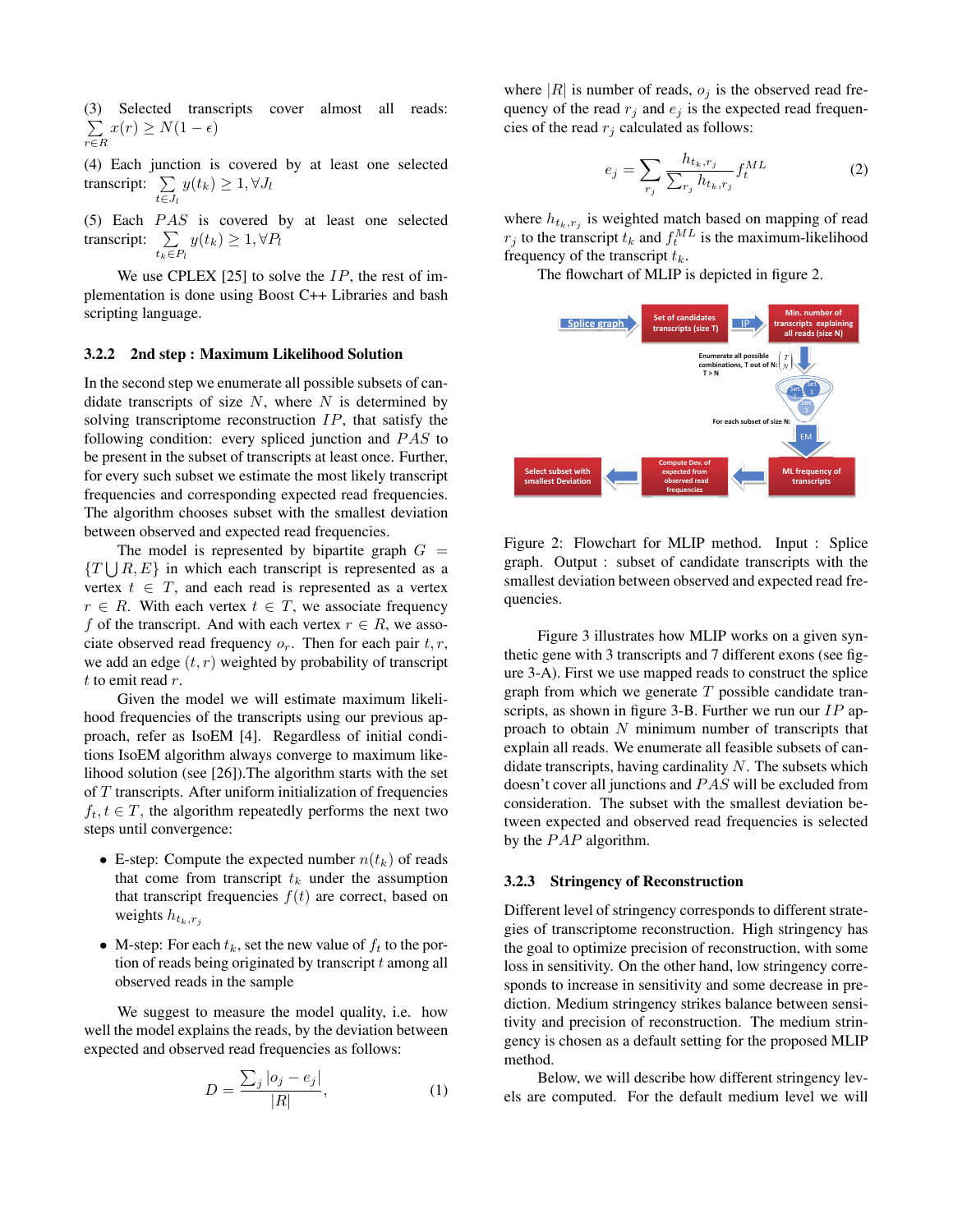(3) Selected transcripts cover almost all reads: $\sum_{r \in R} x(r) \geq N(1-\epsilon)$

(4) Each junction is covered by at least one selected transcript: $\sum_{t \in J_l} y(t_k) \geq 1, \forall J_l$

(5) Each $PAS$ is covered by at least one selected transcript: $\sum_{t_k \in P_l} y(t_k) \geq 1, \forall P_l$

We use CPLEX [25] to solve the $IP$, the rest of implementation is done using Boost C++ Libraries and bash scripting language.

### 3.2.2 2nd step : Maximum Likelihood Solution

In the second step we enumerate all possible subsets of candidate transcripts of size $N$, where $N$ is determined by solving transcriptome reconstruction $IP$, that satisfy the following condition: every spliced junction and $PAS$ to be present in the subset of transcripts at least once. Further, for every such subset we estimate the most likely transcript frequencies and corresponding expected read frequencies. The algorithm chooses subset with the smallest deviation between observed and expected read frequencies.

The model is represented by bipartite graph $G = \{T \bigcup R, E\}$ in which each transcript is represented as a vertex $t \in T$, and each read is represented as a vertex $r \in R$. With each vertex $t \in T$, we associate frequency $f$ of the transcript. And with each vertex $r \in R$, we associate observed read frequency $o_r$. Then for each pair $t, r$, we add an edge $(t, r)$ weighted by probability of transcript $t$ to emit read $r$.

Given the model we will estimate maximum likelihood frequencies of the transcripts using our previous approach, refer as IsoEM [4]. Regardless of initial conditions IsoEM algorithm always converge to maximum likelihood solution (see [26]).The algorithm starts with the set of $T$ transcripts. After uniform initialization of frequencies $f_t, t \in T$, the algorithm repeatedly performs the next two steps until convergence:

- E-step: Compute the expected number $n(t_k)$ of reads that come from transcript $t_k$ under the assumption that transcript frequencies $f(t)$ are correct, based on weights $h_{t_k,r_j}$
- M-step: For each $t_k$, set the new value of $f_t$ to the portion of reads being originated by transcript $t$ among all observed reads in the sample

We suggest to measure the model quality, i.e. how well the model explains the reads, by the deviation between expected and observed read frequencies as follows:

$$D = \frac{\sum_j |o_j - e_j|}{|R|}, \tag{1}$$

where $|R|$ is number of reads, $o_j$ is the observed read frequency of the read $r_j$ and $e_j$ is the expected read frequencies of the read $r_j$ calculated as follows:

$$e_j = \sum_{r_j} \frac{h_{t_k,r_j}}{\sum_{r_j} h_{t_k,r_j}} f_t^{ML} \tag{2}$$

where $h_{t_k,r_j}$ is weighted match based on mapping of read $r_j$ to the transcript $t_k$ and $f_t^{ML}$ is the maximum-likelihood frequency of the transcript $t_k$.

The flowchart of MLIP is depicted in figure 2.

Figure 2: Flowchart for MLIP method. Input : Splice graph. Output : subset of candidate transcripts with the smallest deviation between observed and expected read frequencies.

Figure 3 illustrates how MLIP works on a given synthetic gene with 3 transcripts and 7 different exons (see figure 3-A). First we use mapped reads to construct the splice graph from which we generate $T$ possible candidate transcripts, as shown in figure 3-B. Further we run our $IP$ approach to obtain $N$ minimum number of transcripts that explain all reads. We enumerate all feasible subsets of candidate transcripts, having cardinality $N$. The subsets which doesn't cover all junctions and $PAS$ will be excluded from consideration. The subset with the smallest deviation between expected and observed read frequencies is selected by the $PAP$ algorithm.

### 3.2.3 Stringency of Reconstruction

Different level of stringency corresponds to different strategies of transcriptome reconstruction. High stringency has the goal to optimize precision of reconstruction, with some loss in sensitivity. On the other hand, low stringency corresponds to increase in sensitivity and some decrease in prediction. Medium stringency strikes balance between sensitivity and precision of reconstruction. The medium stringency is chosen as a default setting for the proposed MLIP method.

Below, we will describe how different stringency levels are computed. For the default medium level we will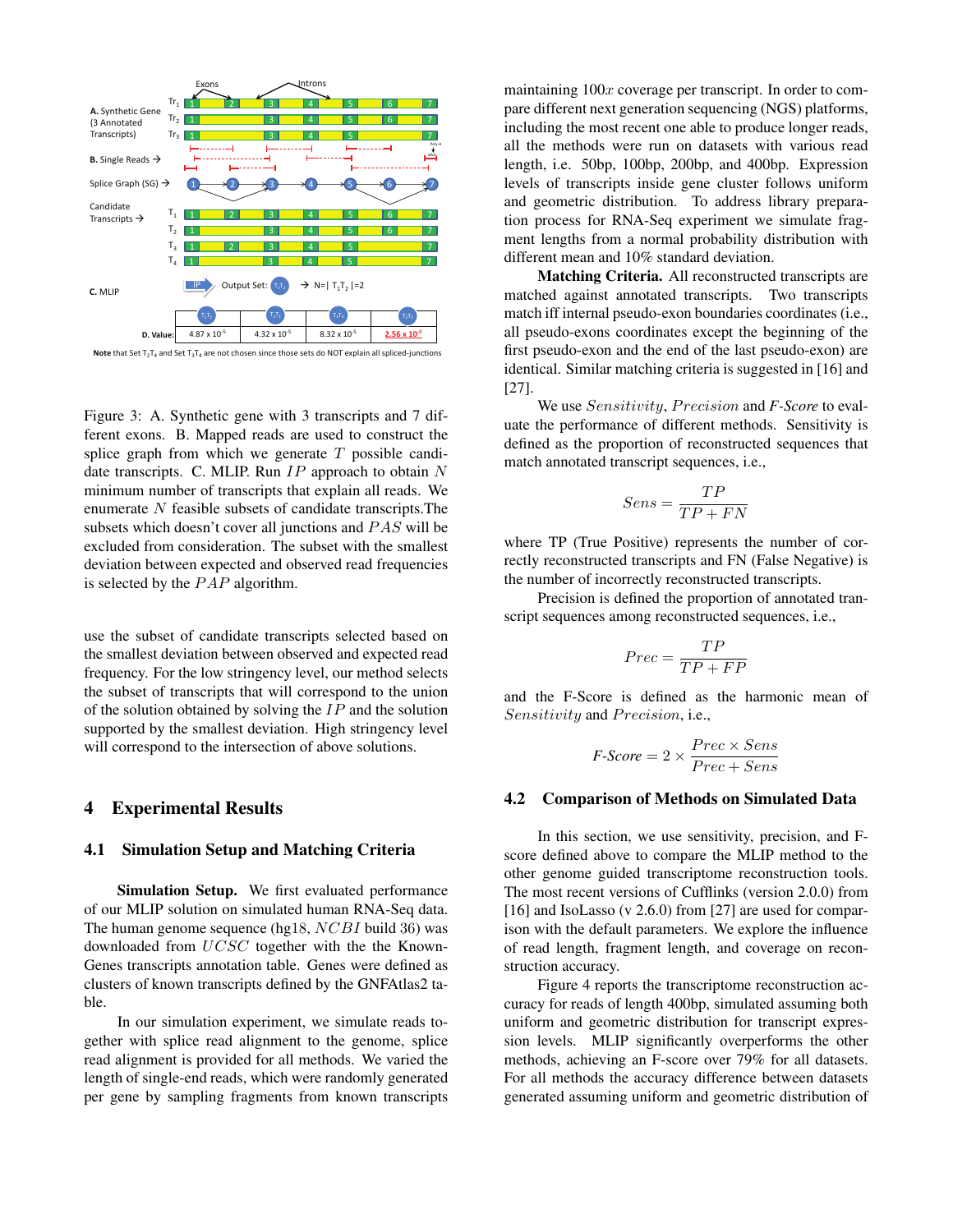Figure 3: A. Synthetic gene with 3 transcripts and 7 different exons. B. Mapped reads are used to construct the splice graph from which we generate $T$ possible candidate transcripts. C. MLIP. Run $IP$ approach to obtain $N$ minimum number of transcripts that explain all reads. We enumerate $N$ feasible subsets of candidate transcripts.The subsets which doesn't cover all junctions and $PAS$ will be excluded from consideration. The subset with the smallest deviation between expected and observed read frequencies is selected by the $PAP$ algorithm.

use the subset of candidate transcripts selected based on the smallest deviation between observed and expected read frequency. For the low stringency level, our method selects the subset of transcripts that will correspond to the union of the solution obtained by solving the $IP$ and the solution supported by the smallest deviation. High stringency level will correspond to the intersection of above solutions.

# 4 Experimental Results

## 4.1 Simulation Setup and Matching Criteria

**Simulation Setup.** We first evaluated performance of our MLIP solution on simulated human RNA-Seq data. The human genome sequence (hg18, $NCBI$ build 36) was downloaded from $UCSC$ together with the the Known-Genes transcripts annotation table. Genes were defined as clusters of known transcripts defined by the GNFAtlas2 table.

In our simulation experiment, we simulate reads together with splice read alignment to the genome, splice read alignment is provided for all methods. We varied the length of single-end reads, which were randomly generated per gene by sampling fragments from known transcripts maintaining $100x$ coverage per transcript. In order to compare different next generation sequencing (NGS) platforms, including the most recent one able to produce longer reads, all the methods were run on datasets with various read length, i.e. 50bp, 100bp, 200bp, and 400bp. Expression levels of transcripts inside gene cluster follows uniform and geometric distribution. To address library preparation process for RNA-Seq experiment we simulate fragment lengths from a normal probability distribution with different mean and 10% standard deviation.

**Matching Criteria.** All reconstructed transcripts are matched against annotated transcripts. Two transcripts match iff internal pseudo-exon boundaries coordinates (i.e., all pseudo-exons coordinates except the beginning of the first pseudo-exon and the end of the last pseudo-exon) are identical. Similar matching criteria is suggested in [16] and [27].

We use $Sensitivity$, $Precision$ and *F-Score* to evaluate the performance of different methods. Sensitivity is defined as the proportion of reconstructed sequences that match annotated transcript sequences, i.e.,

$$Sens = \frac{TP}{TP + FN}$$

where TP (True Positive) represents the number of correctly reconstructed transcripts and FN (False Negative) is the number of incorrectly reconstructed transcripts.

Precision is defined the proportion of annotated transcript sequences among reconstructed sequences, i.e.,

$$Prec = \frac{TP}{TP + FP}$$

and the F-Score is defined as the harmonic mean of $Sensitivity$ and $Precision$, i.e.,

$$F\text{-}Score = 2 \times \frac{Prec \times Sens}{Prec + Sens}$$

## 4.2 Comparison of Methods on Simulated Data

In this section, we use sensitivity, precision, and F-score defined above to compare the MLIP method to the other genome guided transcriptome reconstruction tools. The most recent versions of Cufflinks (version 2.0.0) from [16] and IsoLasso (v 2.6.0) from [27] are used for comparison with the default parameters. We explore the influence of read length, fragment length, and coverage on reconstruction accuracy.

Figure 4 reports the transcriptome reconstruction accuracy for reads of length 400bp, simulated assuming both uniform and geometric distribution for transcript expression levels. MLIP significantly overperforms the other methods, achieving an F-score over 79% for all datasets. For all methods the accuracy difference between datasets generated assuming uniform and geometric distribution of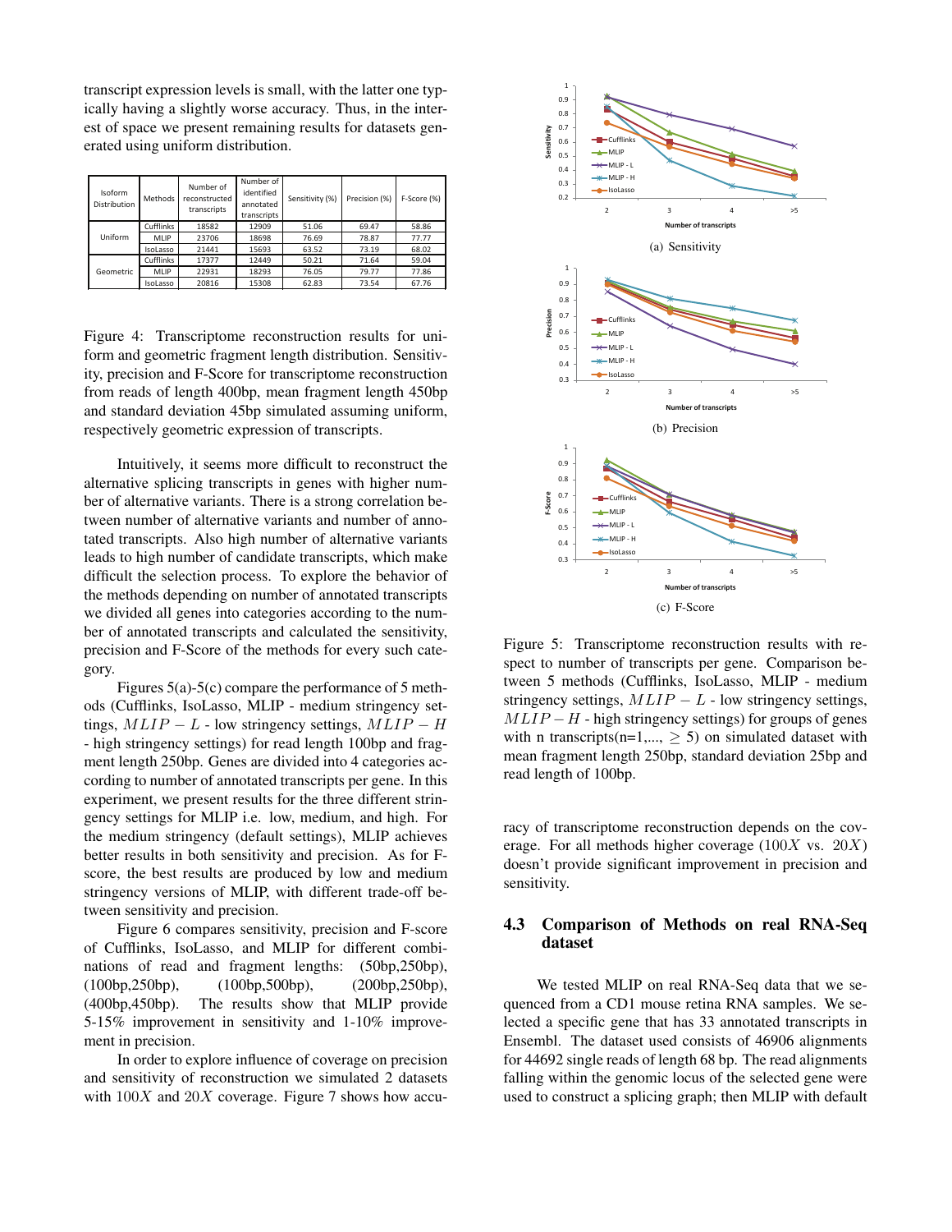transcript expression levels is small, with the latter one typically having a slightly worse accuracy. Thus, in the interest of space we present remaining results for datasets generated using uniform distribution.

| Isoform Distribution | Methods | Number of reconstructed transcripts | Number of identified annotated transcripts | Sensitivity (%) | Precision (%) | F-Score (%) |
|---|---|---|---|---|---|---|
| Uniform | Cufflinks | 18582 | 12909 | 51.06 | 69.47 | 58.86 |
| | MLIP | 23706 | 18698 | 76.69 | 78.87 | 77.77 |
| | IsoLasso | 21441 | 15693 | 63.52 | 73.19 | 68.02 |
| Geometric | Cufflinks | 17377 | 12449 | 50.21 | 71.64 | 59.04 |
| | MLIP | 22931 | 18293 | 76.05 | 79.77 | 77.86 |
| | IsoLasso | 20816 | 15308 | 62.83 | 73.54 | 67.76 |

Figure 4: Transcriptome reconstruction results for uniform and geometric fragment length distribution. Sensitivity, precision and F-Score for transcriptome reconstruction from reads of length 400bp, mean fragment length 450bp and standard deviation 45bp simulated assuming uniform, respectively geometric expression of transcripts.

Intuitively, it seems more difficult to reconstruct the alternative splicing transcripts in genes with higher number of alternative variants. There is a strong correlation between number of alternative variants and number of annotated transcripts. Also high number of alternative variants leads to high number of candidate transcripts, which make difficult the selection process. To explore the behavior of the methods depending on number of annotated transcripts we divided all genes into categories according to the number of annotated transcripts and calculated the sensitivity, precision and F-Score of the methods for every such category.

Figures 5(a)-5(c) compare the performance of 5 methods (Cufflinks, IsoLasso, MLIP - medium stringency settings, $MLIP-L$ - low stringency settings, $MLIP-H$ - high stringency settings) for read length 100bp and fragment length 250bp. Genes are divided into 4 categories according to number of annotated transcripts per gene. In this experiment, we present results for the three different stringency settings for MLIP i.e. low, medium, and high. For the medium stringency (default settings), MLIP achieves better results in both sensitivity and precision. As for F-score, the best results are produced by low and medium stringency versions of MLIP, with different trade-off between sensitivity and precision.

Figure 6 compares sensitivity, precision and F-score of Cufflinks, IsoLasso, and MLIP for different combinations of read and fragment lengths: (50bp,250bp), (100bp,250bp), (100bp,500bp), (200bp,250bp), (400bp,450bp). The results show that MLIP provide 5-15% improvement in sensitivity and 1-10% improvement in precision.

In order to explore influence of coverage on precision and sensitivity of reconstruction we simulated 2 datasets with $100X$ and $20X$ coverage. Figure 7 shows how accuracy of transcriptome reconstruction depends on the coverage. For all methods higher coverage ($100X$ vs. $20X$) doesn't provide significant improvement in precision and sensitivity.

(a) Sensitivity

(b) Precision

(c) F-Score

Figure 5: Transcriptome reconstruction results with respect to number of transcripts per gene. Comparison between 5 methods (Cufflinks, IsoLasso, MLIP - medium stringency settings, $MLIP-L$ - low stringency settings, $MLIP-H$ - high stringency settings) for groups of genes with n transcripts(n=1,..., $\geq 5$) on simulated dataset with mean fragment length 250bp, standard deviation 25bp and read length of 100bp.

## 4.3 Comparison of Methods on real RNA-Seq dataset

We tested MLIP on real RNA-Seq data that we sequenced from a CD1 mouse retina RNA samples. We selected a specific gene that has 33 annotated transcripts in Ensembl. The dataset used consists of 46906 alignments for 44692 single reads of length 68 bp. The read alignments falling within the genomic locus of the selected gene were used to construct a splicing graph; then MLIP with default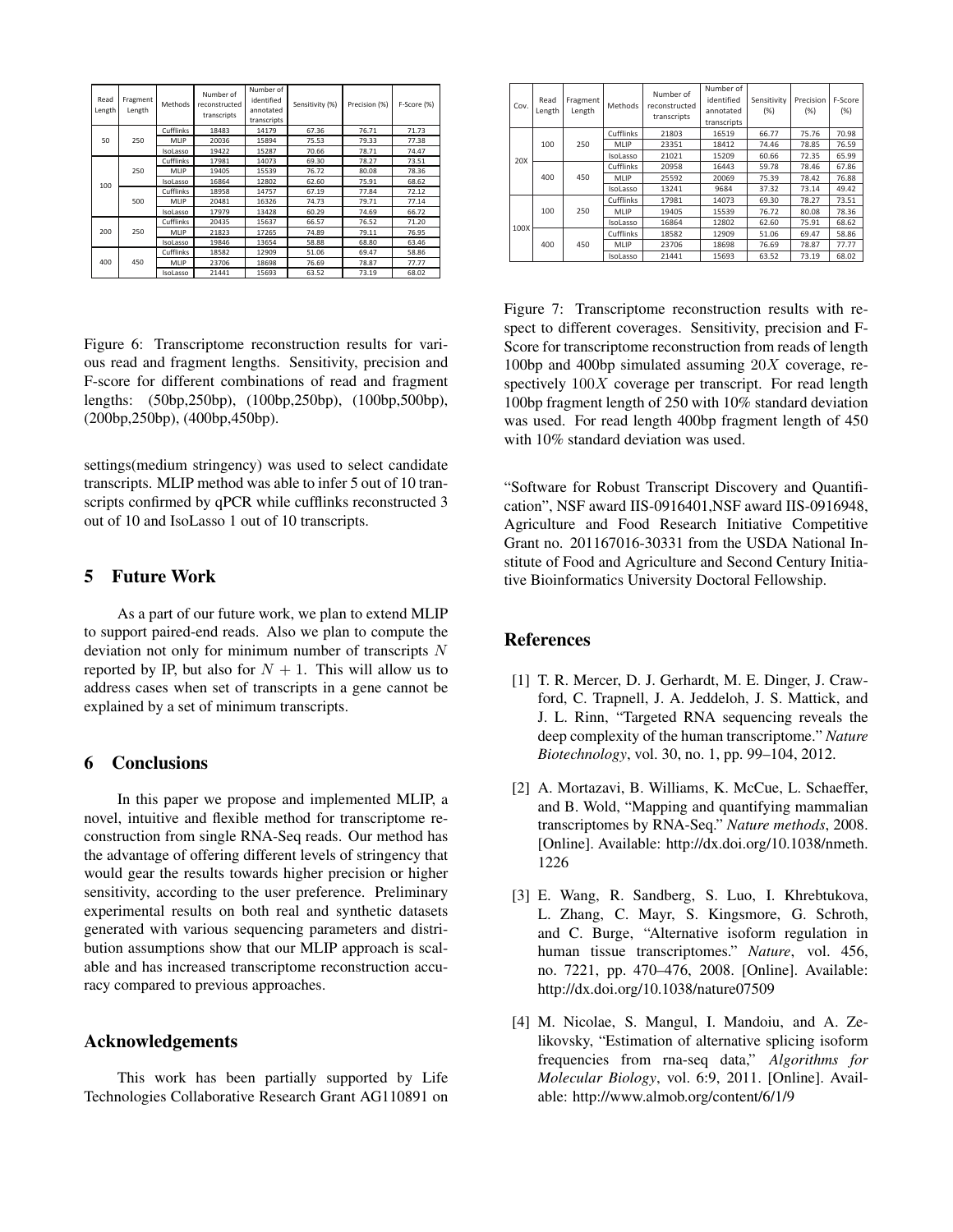| Read Length | Fragment Length | Methods | Number of reconstructed transcripts | Number of identified annotated transcripts | Sensitivity (%) | Precision (%) | F-Score (%) |
|---|---|---|---|---|---|---|---|
| 50 | 250 | Cufflinks | 18483 | 14179 | 67.36 | 76.71 | 71.73 |
| | | MLIP | 20036 | 15894 | 75.53 | 79.33 | 77.38 |
| | | IsoLasso | 19422 | 15287 | 70.66 | 78.71 | 74.47 |
| 100 | 250 | Cufflinks | 17981 | 14073 | 69.30 | 78.27 | 73.51 |
| | | MLIP | 19405 | 15539 | 76.72 | 80.08 | 78.36 |
| | | IsoLasso | 16864 | 12802 | 62.60 | 75.91 | 68.62 |
| | 500 | Cufflinks | 18958 | 14757 | 67.19 | 77.84 | 72.12 |
| | | MLIP | 20481 | 16326 | 74.73 | 79.71 | 77.14 |
| | | IsoLasso | 17979 | 13428 | 60.29 | 74.69 | 66.72 |
| 200 | 250 | Cufflinks | 20435 | 15637 | 66.57 | 76.52 | 71.20 |
| | | MLIP | 21823 | 17265 | 74.89 | 79.11 | 76.95 |
| | | IsoLasso | 19846 | 13654 | 58.88 | 68.80 | 63.46 |
| 400 | 450 | Cufflinks | 18582 | 12909 | 51.06 | 69.47 | 58.86 |
| | | MLIP | 23706 | 18698 | 76.69 | 78.87 | 77.77 |
| | | IsoLasso | 21441 | 15693 | 63.52 | 73.19 | 68.02 |

Figure 6: Transcriptome reconstruction results for various read and fragment lengths. Sensitivity, precision and F-score for different combinations of read and fragment lengths: (50bp,250bp), (100bp,250bp), (100bp,500bp), (200bp,250bp), (400bp,450bp).

settings(medium stringency) was used to select candidate transcripts. MLIP method was able to infer 5 out of 10 transcripts confirmed by qPCR while cufflinks reconstructed 3 out of 10 and IsoLasso 1 out of 10 transcripts.

## 5 Future Work

As a part of our future work, we plan to extend MLIP to support paired-end reads. Also we plan to compute the deviation not only for minimum number of transcripts $N$ reported by IP, but also for $N+1$. This will allow us to address cases when set of transcripts in a gene cannot be explained by a set of minimum transcripts.

## 6 Conclusions

In this paper we propose and implemented MLIP, a novel, intuitive and flexible method for transcriptome reconstruction from single RNA-Seq reads. Our method has the advantage of offering different levels of stringency that would gear the results towards higher precision or higher sensitivity, according to the user preference. Preliminary experimental results on both real and synthetic datasets generated with various sequencing parameters and distribution assumptions show that our MLIP approach is scalable and has increased transcriptome reconstruction accuracy compared to previous approaches.

## Acknowledgements

This work has been partially supported by Life Technologies Collaborative Research Grant AG110891 on "Software for Robust Transcript Discovery and Quantification", NSF award IIS-0916401,NSF award IIS-0916948, Agriculture and Food Research Initiative Competitive Grant no. 201167016-30331 from the USDA National Institute of Food and Agriculture and Second Century Initiative Bioinformatics University Doctoral Fellowship.

| Cov. | Read Length | Fragment Length | Methods | Number of reconstructed transcripts | Number of identified annotated transcripts | Sensitivity (%) | Precision (%) | F-Score (%) |
|---|---|---|---|---|---|---|---|---|
| 20X | 100 | 250 | Cufflinks | 21803 | 16519 | 66.77 | 75.76 | 70.98 |
| | | | MLIP | 23351 | 18412 | 74.46 | 78.85 | 76.59 |
| | | | IsoLasso | 21021 | 15209 | 60.66 | 72.35 | 65.99 |
| | 400 | 450 | Cufflinks | 20958 | 16443 | 59.78 | 78.46 | 67.86 |
| | | | MLIP | 25592 | 20069 | 75.39 | 78.42 | 76.88 |
| | | | IsoLasso | 13241 | 9684 | 37.32 | 73.14 | 49.42 |
| 100X | 100 | 250 | Cufflinks | 17981 | 14073 | 69.30 | 78.27 | 73.51 |
| | | | MLIP | 19405 | 15539 | 76.72 | 80.08 | 78.36 |
| | | | IsoLasso | 16864 | 12802 | 62.60 | 75.91 | 68.62 |
| | 400 | 450 | Cufflinks | 18582 | 12909 | 51.06 | 69.47 | 58.86 |
| | | | MLIP | 23706 | 18698 | 76.69 | 78.87 | 77.77 |
| | | | IsoLasso | 21441 | 15693 | 63.52 | 73.19 | 68.02 |

Figure 7: Transcriptome reconstruction results with respect to different coverages. Sensitivity, precision and F-Score for transcriptome reconstruction from reads of length 100bp and 400bp simulated assuming $20X$ coverage, respectively $100X$ coverage per transcript. For read length 100bp fragment length of 250 with 10% standard deviation was used. For read length 400bp fragment length of 450 with 10% standard deviation was used.

## References

[1] T. R. Mercer, D. J. Gerhardt, M. E. Dinger, J. Crawford, C. Trapnell, J. A. Jeddeloh, J. S. Mattick, and J. L. Rinn, "Targeted RNA sequencing reveals the deep complexity of the human transcriptome." *Nature Biotechnology*, vol. 30, no. 1, pp. 99–104, 2012.

[2] A. Mortazavi, B. Williams, K. McCue, L. Schaeffer, and B. Wold, "Mapping and quantifying mammalian transcriptomes by RNA-Seq." *Nature methods*, 2008. [Online]. Available: http://dx.doi.org/10.1038/nmeth.1226

[3] E. Wang, R. Sandberg, S. Luo, I. Khrebtukova, L. Zhang, C. Mayr, S. Kingsmore, G. Schroth, and C. Burge, "Alternative isoform regulation in human tissue transcriptomes." *Nature*, vol. 456, no. 7221, pp. 470–476, 2008. [Online]. Available: http://dx.doi.org/10.1038/nature07509

[4] M. Nicolae, S. Mangul, I. Mandoiu, and A. Zelikovsky, "Estimation of alternative splicing isoform frequencies from rna-seq data," *Algorithms for Molecular Biology*, vol. 6:9, 2011. [Online]. Available: http://www.almob.org/content/6/1/9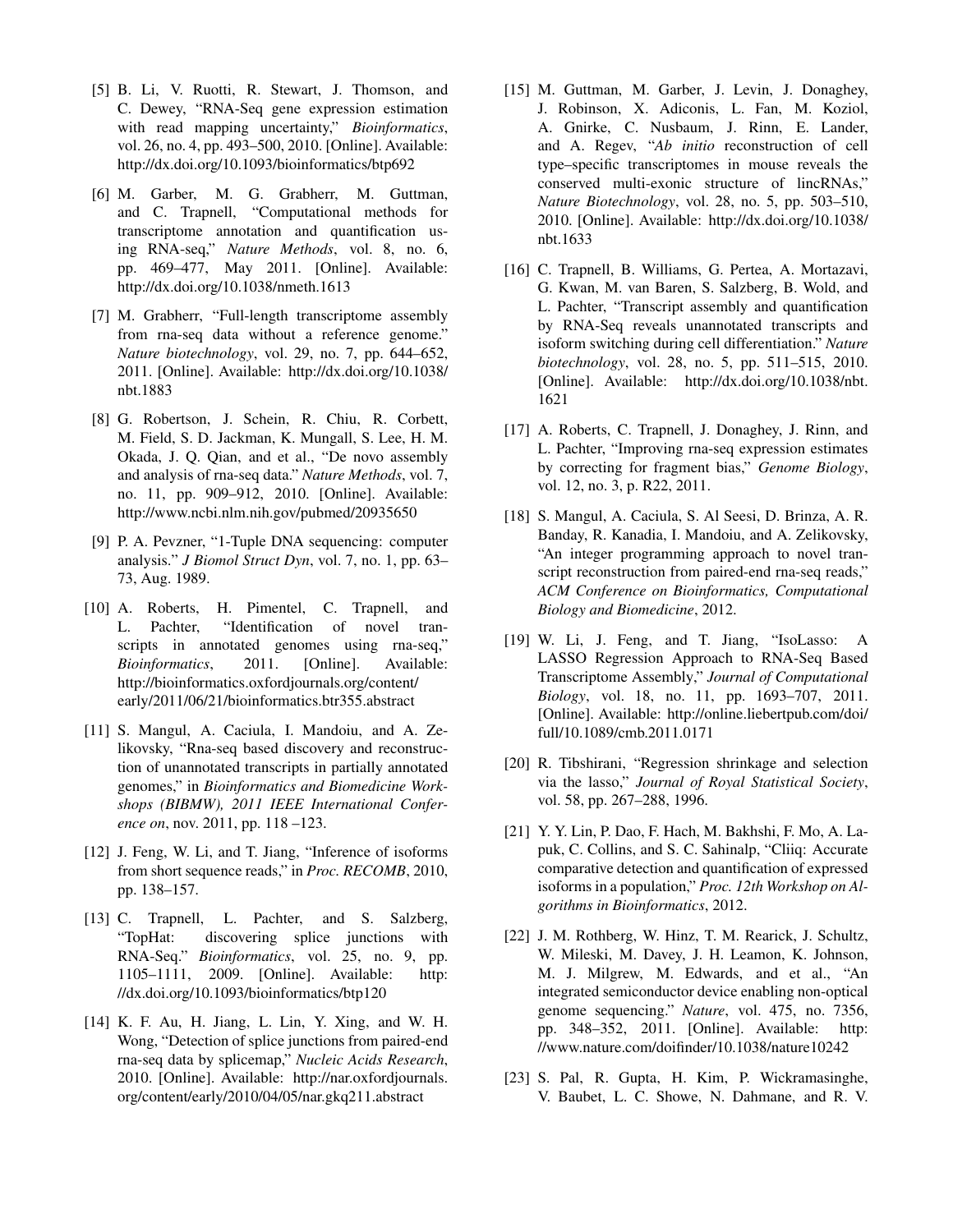[5] B. Li, V. Ruotti, R. Stewart, J. Thomson, and C. Dewey, "RNA-Seq gene expression estimation with read mapping uncertainty," *Bioinformatics*, vol. 26, no. 4, pp. 493–500, 2010. [Online]. Available: http://dx.doi.org/10.1093/bioinformatics/btp692

[6] M. Garber, M. G. Grabherr, M. Guttman, and C. Trapnell, "Computational methods for transcriptome annotation and quantification using RNA-seq," *Nature Methods*, vol. 8, no. 6, pp. 469–477, May 2011. [Online]. Available: http://dx.doi.org/10.1038/nmeth.1613

[7] M. Grabherr, "Full-length transcriptome assembly from rna-seq data without a reference genome." *Nature biotechnology*, vol. 29, no. 7, pp. 644–652, 2011. [Online]. Available: http://dx.doi.org/10.1038/nbt.1883

[8] G. Robertson, J. Schein, R. Chiu, R. Corbett, M. Field, S. D. Jackman, K. Mungall, S. Lee, H. M. Okada, J. Q. Qian, and et al., "De novo assembly and analysis of rna-seq data." *Nature Methods*, vol. 7, no. 11, pp. 909–912, 2010. [Online]. Available: http://www.ncbi.nlm.nih.gov/pubmed/20935650

[9] P. A. Pevzner, "1-Tuple DNA sequencing: computer analysis." *J Biomol Struct Dyn*, vol. 7, no. 1, pp. 63–73, Aug. 1989.

[10] A. Roberts, H. Pimentel, C. Trapnell, and L. Pachter, "Identification of novel transcripts in annotated genomes using rna-seq," *Bioinformatics*, 2011. [Online]. Available: http://bioinformatics.oxfordjournals.org/content/early/2011/06/21/bioinformatics.btr355.abstract

[11] S. Mangul, A. Caciula, I. Mandoiu, and A. Zelikovsky, "Rna-seq based discovery and reconstruction of unannotated transcripts in partially annotated genomes," in *Bioinformatics and Biomedicine Workshops (BIBMW), 2011 IEEE International Conference on*, nov. 2011, pp. 118 –123.

[12] J. Feng, W. Li, and T. Jiang, "Inference of isoforms from short sequence reads," in *Proc. RECOMB*, 2010, pp. 138–157.

[13] C. Trapnell, L. Pachter, and S. Salzberg, "TopHat: discovering splice junctions with RNA-Seq." *Bioinformatics*, vol. 25, no. 9, pp. 1105–1111, 2009. [Online]. Available: http://dx.doi.org/10.1093/bioinformatics/btp120

[14] K. F. Au, H. Jiang, L. Lin, Y. Xing, and W. H. Wong, "Detection of splice junctions from paired-end rna-seq data by splicemap," *Nucleic Acids Research*, 2010. [Online]. Available: http://nar.oxfordjournals.org/content/early/2010/04/05/nar.gkq211.abstract

[15] M. Guttman, M. Garber, J. Levin, J. Donaghey, J. Robinson, X. Adiconis, L. Fan, M. Koziol, A. Gnirke, C. Nusbaum, J. Rinn, E. Lander, and A. Regev, "*Ab initio* reconstruction of cell type–specific transcriptomes in mouse reveals the conserved multi-exonic structure of lincRNAs," *Nature Biotechnology*, vol. 28, no. 5, pp. 503–510, 2010. [Online]. Available: http://dx.doi.org/10.1038/nbt.1633

[16] C. Trapnell, B. Williams, G. Pertea, A. Mortazavi, G. Kwan, M. van Baren, S. Salzberg, B. Wold, and L. Pachter, "Transcript assembly and quantification by RNA-Seq reveals unannotated transcripts and isoform switching during cell differentiation." *Nature biotechnology*, vol. 28, no. 5, pp. 511–515, 2010. [Online]. Available: http://dx.doi.org/10.1038/nbt.1621

[17] A. Roberts, C. Trapnell, J. Donaghey, J. Rinn, and L. Pachter, "Improving rna-seq expression estimates by correcting for fragment bias," *Genome Biology*, vol. 12, no. 3, p. R22, 2011.

[18] S. Mangul, A. Caciula, S. Al Seesi, D. Brinza, A. R. Banday, R. Kanadia, I. Mandoiu, and A. Zelikovsky, "An integer programming approach to novel transcript reconstruction from paired-end rna-seq reads," *ACM Conference on Bioinformatics, Computational Biology and Biomedicine*, 2012.

[19] W. Li, J. Feng, and T. Jiang, "IsoLasso: A LASSO Regression Approach to RNA-Seq Based Transcriptome Assembly," *Journal of Computational Biology*, vol. 18, no. 11, pp. 1693–707, 2011. [Online]. Available: http://online.liebertpub.com/doi/full/10.1089/cmb.2011.0171

[20] R. Tibshirani, "Regression shrinkage and selection via the lasso," *Journal of Royal Statistical Society*, vol. 58, pp. 267–288, 1996.

[21] Y. Y. Lin, P. Dao, F. Hach, M. Bakhshi, F. Mo, A. Lapuk, C. Collins, and S. C. Sahinalp, "Cliiq: Accurate comparative detection and quantification of expressed isoforms in a population," *Proc. 12th Workshop on Algorithms in Bioinformatics*, 2012.

[22] J. M. Rothberg, W. Hinz, T. M. Rearick, J. Schultz, W. Mileski, M. Davey, J. H. Leamon, K. Johnson, M. J. Milgrew, M. Edwards, and et al., "An integrated semiconductor device enabling non-optical genome sequencing." *Nature*, vol. 475, no. 7356, pp. 348–352, 2011. [Online]. Available: http://www.nature.com/doifinder/10.1038/nature10242

[23] S. Pal, R. Gupta, H. Kim, P. Wickramasinghe, V. Baubet, L. C. Showe, N. Dahmane, and R. V.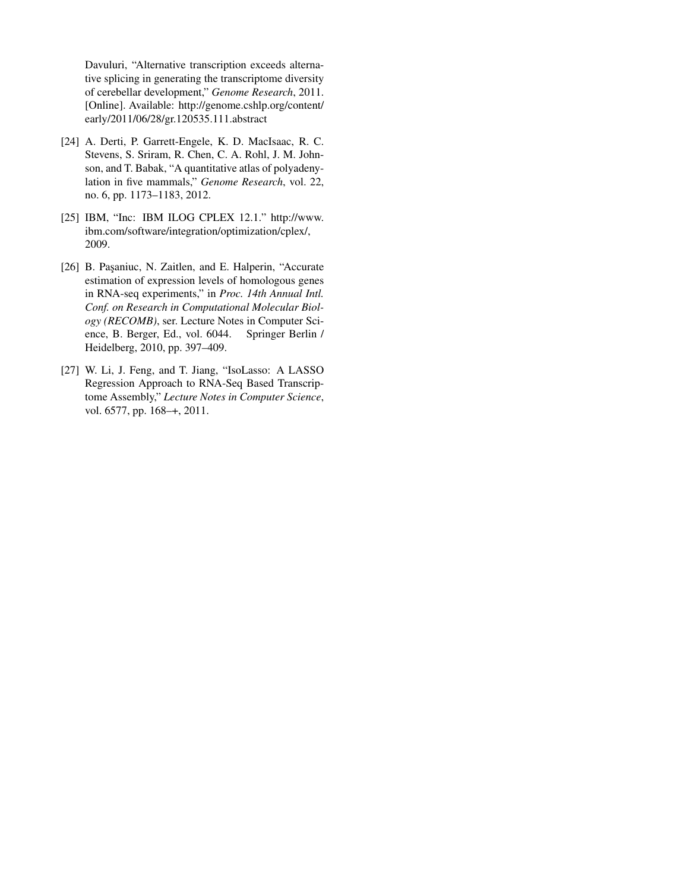Davuluri, "Alternative transcription exceeds alternative splicing in generating the transcriptome diversity of cerebellar development," *Genome Research*, 2011. [Online]. Available: http://genome.cshlp.org/content/early/2011/06/28/gr.120535.111.abstract

[24] A. Derti, P. Garrett-Engele, K. D. MacIsaac, R. C. Stevens, S. Sriram, R. Chen, C. A. Rohl, J. M. Johnson, and T. Babak, "A quantitative atlas of polyadenylation in five mammals," *Genome Research*, vol. 22, no. 6, pp. 1173–1183, 2012.

[25] IBM, "Inc: IBM ILOG CPLEX 12.1." http://www.ibm.com/software/integration/optimization/cplex/, 2009.

[26] B. Paşaniuc, N. Zaitlen, and E. Halperin, "Accurate estimation of expression levels of homologous genes in RNA-seq experiments," in *Proc. 14th Annual Intl. Conf. on Research in Computational Molecular Biology (RECOMB)*, ser. Lecture Notes in Computer Science, B. Berger, Ed., vol. 6044. Springer Berlin / Heidelberg, 2010, pp. 397–409.

[27] W. Li, J. Feng, and T. Jiang, "IsoLasso: A LASSO Regression Approach to RNA-Seq Based Transcriptome Assembly," *Lecture Notes in Computer Science*, vol. 6577, pp. 168–+, 2011.